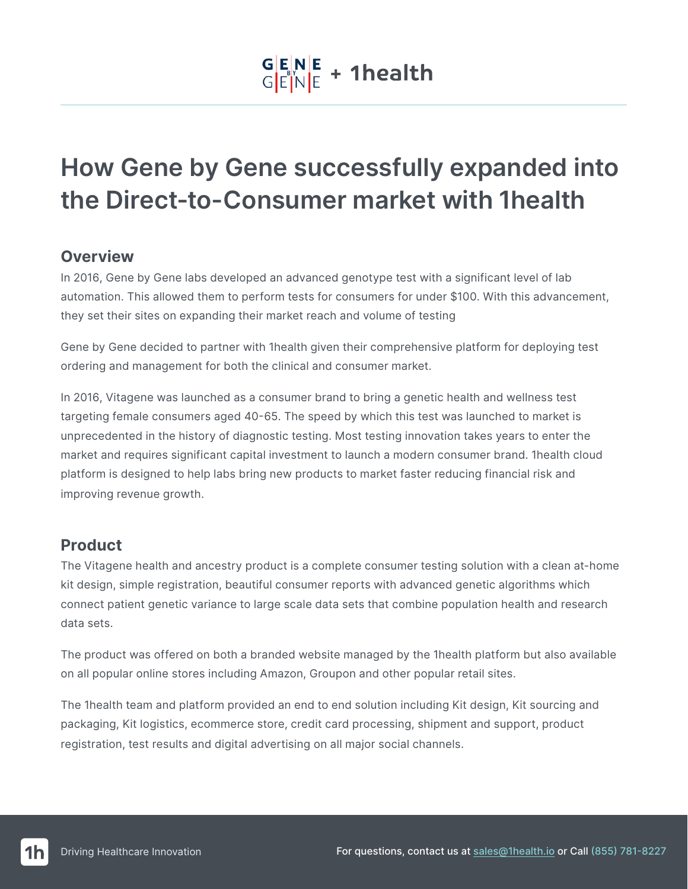# How Gene by Gene successfully expanded into the Direct-to-Consumer market with 1health

## Overview

In 2016, Gene by Gene labs developed an advanced genotype test with a significant level of lab automation. This allowed them to perform tests for consumers for under $100. With this advancement, they set their sites on expanding their market reach and volume of testing

Gene by Gene decided to partner with 1health given their comprehensive platform for deploying test ordering and management for both the clinical and consumer market.

In 2016, Vitagene was launched as a consumer brand to bring a genetic health and wellness test targeting female consumers aged 40-65. The speed by which this test was launched to market is unprecedented in the history of diagnostic testing. Most testing innovation takes years to enter the market and requires significant capital investment to launch a modern consumer brand. 1health cloud platform is designed to help labs bring new products to market faster reducing financial risk and improving revenue growth.

## Product

The Vitagene health and ancestry product is a complete consumer testing solution with a clean at-home kit design, simple registration, beautiful consumer reports with advanced genetic algorithms which connect patient genetic variance to large scale data sets that combine population health and research data sets.

The product was offered on both a branded website managed by the 1health platform but also available on all popular online stores including Amazon, Groupon and other popular retail sites.

The 1health team and platform provided an end to end solution including Kit design, Kit sourcing and packaging, Kit logistics, ecommerce store, credit card processing, shipment and support, product registration, test results and digital advertising on all major social channels.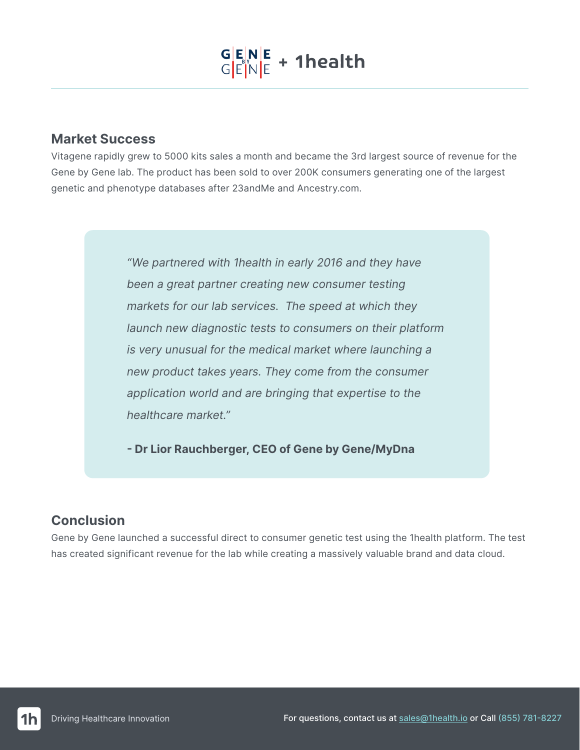## Market Success

Vitagene rapidly grew to 5000 kits sales a month and became the 3rd largest source of revenue for the Gene by Gene lab. The product has been sold to over 200K consumers generating one of the largest genetic and phenotype databases after 23andMe and Ancestry.com.

> *"We partnered with 1health in early 2016 and they have been a great partner creating new consumer testing markets for our lab services. The speed at which they launch new diagnostic tests to consumers on their platform is very unusual for the medical market where launching a new product takes years. They come from the consumer application world and are bringing that expertise to the healthcare market."*
>
> **- Dr Lior Rauchberger, CEO of Gene by Gene/MyDna**

## Conclusion

Gene by Gene launched a successful direct to consumer genetic test using the 1health platform. The test has created significant revenue for the lab while creating a massively valuable brand and data cloud.